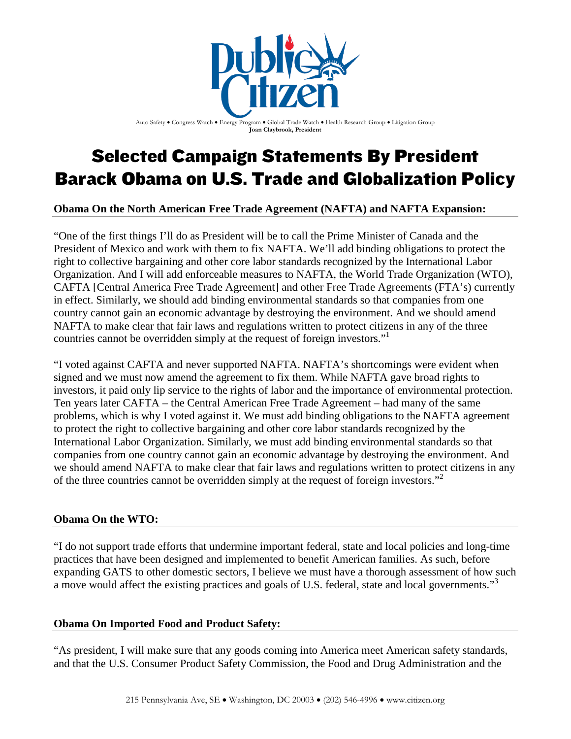# Public Citizen

Auto Safety • Congress Watch • Energy Program • Global Trade Watch • Health Research Group • Litigation Group
**Joan Claybrook, President**

# Selected Campaign Statements By President Barack Obama on U.S. Trade and Globalization Policy

**Obama On the North American Free Trade Agreement (NAFTA) and NAFTA Expansion:**

"One of the first things I'll do as President will be to call the Prime Minister of Canada and the President of Mexico and work with them to fix NAFTA. We'll add binding obligations to protect the right to collective bargaining and other core labor standards recognized by the International Labor Organization. And I will add enforceable measures to NAFTA, the World Trade Organization (WTO), CAFTA [Central America Free Trade Agreement] and other Free Trade Agreements (FTA's) currently in effect. Similarly, we should add binding environmental standards so that companies from one country cannot gain an economic advantage by destroying the environment. And we should amend NAFTA to make clear that fair laws and regulations written to protect citizens in any of the three countries cannot be overridden simply at the request of foreign investors."[1]

"I voted against CAFTA and never supported NAFTA. NAFTA's shortcomings were evident when signed and we must now amend the agreement to fix them. While NAFTA gave broad rights to investors, it paid only lip service to the rights of labor and the importance of environmental protection. Ten years later CAFTA – the Central American Free Trade Agreement – had many of the same problems, which is why I voted against it. We must add binding obligations to the NAFTA agreement to protect the right to collective bargaining and other core labor standards recognized by the International Labor Organization. Similarly, we must add binding environmental standards so that companies from one country cannot gain an economic advantage by destroying the environment. And we should amend NAFTA to make clear that fair laws and regulations written to protect citizens in any of the three countries cannot be overridden simply at the request of foreign investors."[2]

**Obama On the WTO:**

"I do not support trade efforts that undermine important federal, state and local policies and long-time practices that have been designed and implemented to benefit American families. As such, before expanding GATS to other domestic sectors, I believe we must have a thorough assessment of how such a move would affect the existing practices and goals of U.S. federal, state and local governments."[3]

**Obama On Imported Food and Product Safety:**

"As president, I will make sure that any goods coming into America meet American safety standards, and that the U.S. Consumer Product Safety Commission, the Food and Drug Administration and the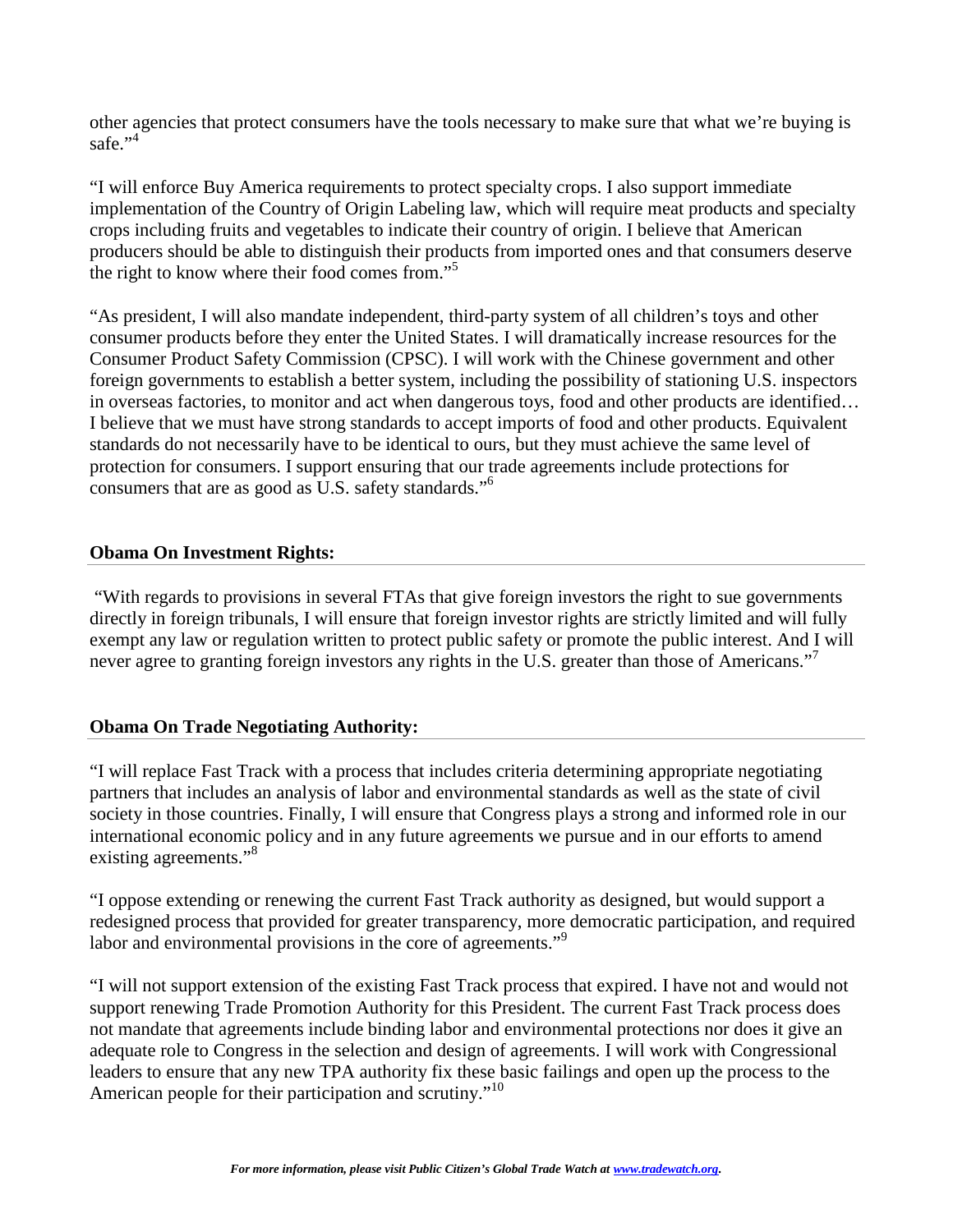other agencies that protect consumers have the tools necessary to make sure that what we're buying is safe."[4]

"I will enforce Buy America requirements to protect specialty crops. I also support immediate implementation of the Country of Origin Labeling law, which will require meat products and specialty crops including fruits and vegetables to indicate their country of origin. I believe that American producers should be able to distinguish their products from imported ones and that consumers deserve the right to know where their food comes from."[5]

"As president, I will also mandate independent, third-party system of all children's toys and other consumer products before they enter the United States. I will dramatically increase resources for the Consumer Product Safety Commission (CPSC). I will work with the Chinese government and other foreign governments to establish a better system, including the possibility of stationing U.S. inspectors in overseas factories, to monitor and act when dangerous toys, food and other products are identified… I believe that we must have strong standards to accept imports of food and other products. Equivalent standards do not necessarily have to be identical to ours, but they must achieve the same level of protection for consumers. I support ensuring that our trade agreements include protections for consumers that are as good as U.S. safety standards."[6]

**Obama On Investment Rights:**

"With regards to provisions in several FTAs that give foreign investors the right to sue governments directly in foreign tribunals, I will ensure that foreign investor rights are strictly limited and will fully exempt any law or regulation written to protect public safety or promote the public interest. And I will never agree to granting foreign investors any rights in the U.S. greater than those of Americans."[7]

**Obama On Trade Negotiating Authority:**

"I will replace Fast Track with a process that includes criteria determining appropriate negotiating partners that includes an analysis of labor and environmental standards as well as the state of civil society in those countries. Finally, I will ensure that Congress plays a strong and informed role in our international economic policy and in any future agreements we pursue and in our efforts to amend existing agreements."[8]

"I oppose extending or renewing the current Fast Track authority as designed, but would support a redesigned process that provided for greater transparency, more democratic participation, and required labor and environmental provisions in the core of agreements."[9]

"I will not support extension of the existing Fast Track process that expired. I have not and would not support renewing Trade Promotion Authority for this President. The current Fast Track process does not mandate that agreements include binding labor and environmental protections nor does it give an adequate role to Congress in the selection and design of agreements. I will work with Congressional leaders to ensure that any new TPA authority fix these basic failings and open up the process to the American people for their participation and scrutiny."[10]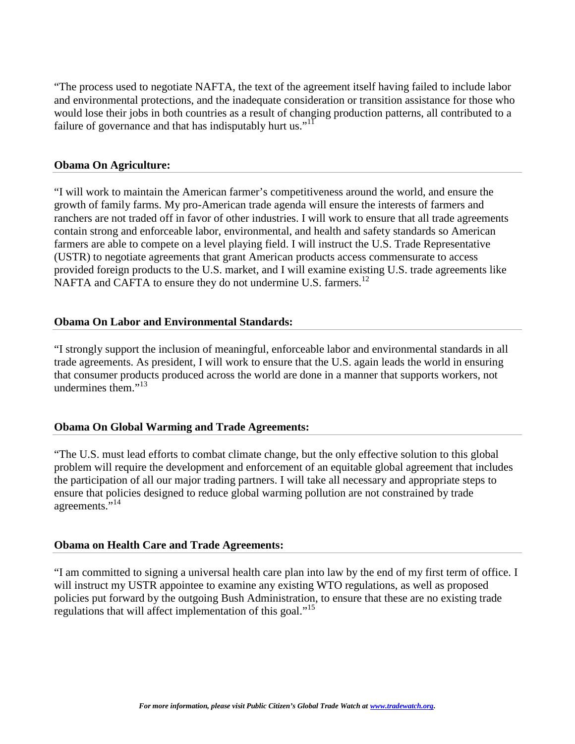"The process used to negotiate NAFTA, the text of the agreement itself having failed to include labor and environmental protections, and the inadequate consideration or transition assistance for those who would lose their jobs in both countries as a result of changing production patterns, all contributed to a failure of governance and that has indisputably hurt us."[11]

### Obama On Agriculture:

"I will work to maintain the American farmer's competitiveness around the world, and ensure the growth of family farms. My pro-American trade agenda will ensure the interests of farmers and ranchers are not traded off in favor of other industries. I will work to ensure that all trade agreements contain strong and enforceable labor, environmental, and health and safety standards so American farmers are able to compete on a level playing field. I will instruct the U.S. Trade Representative (USTR) to negotiate agreements that grant American products access commensurate to access provided foreign products to the U.S. market, and I will examine existing U.S. trade agreements like NAFTA and CAFTA to ensure they do not undermine U.S. farmers.[12]

### Obama On Labor and Environmental Standards:

"I strongly support the inclusion of meaningful, enforceable labor and environmental standards in all trade agreements. As president, I will work to ensure that the U.S. again leads the world in ensuring that consumer products produced across the world are done in a manner that supports workers, not undermines them."[13]

### Obama On Global Warming and Trade Agreements:

"The U.S. must lead efforts to combat climate change, but the only effective solution to this global problem will require the development and enforcement of an equitable global agreement that includes the participation of all our major trading partners. I will take all necessary and appropriate steps to ensure that policies designed to reduce global warming pollution are not constrained by trade agreements."[14]

### Obama on Health Care and Trade Agreements:

"I am committed to signing a universal health care plan into law by the end of my first term of office. I will instruct my USTR appointee to examine any existing WTO regulations, as well as proposed policies put forward by the outgoing Bush Administration, to ensure that these are no existing trade regulations that will affect implementation of this goal."[15]

***For more information, please visit Public Citizen's Global Trade Watch at [www.tradewatch.org](http://www.tradewatch.org).***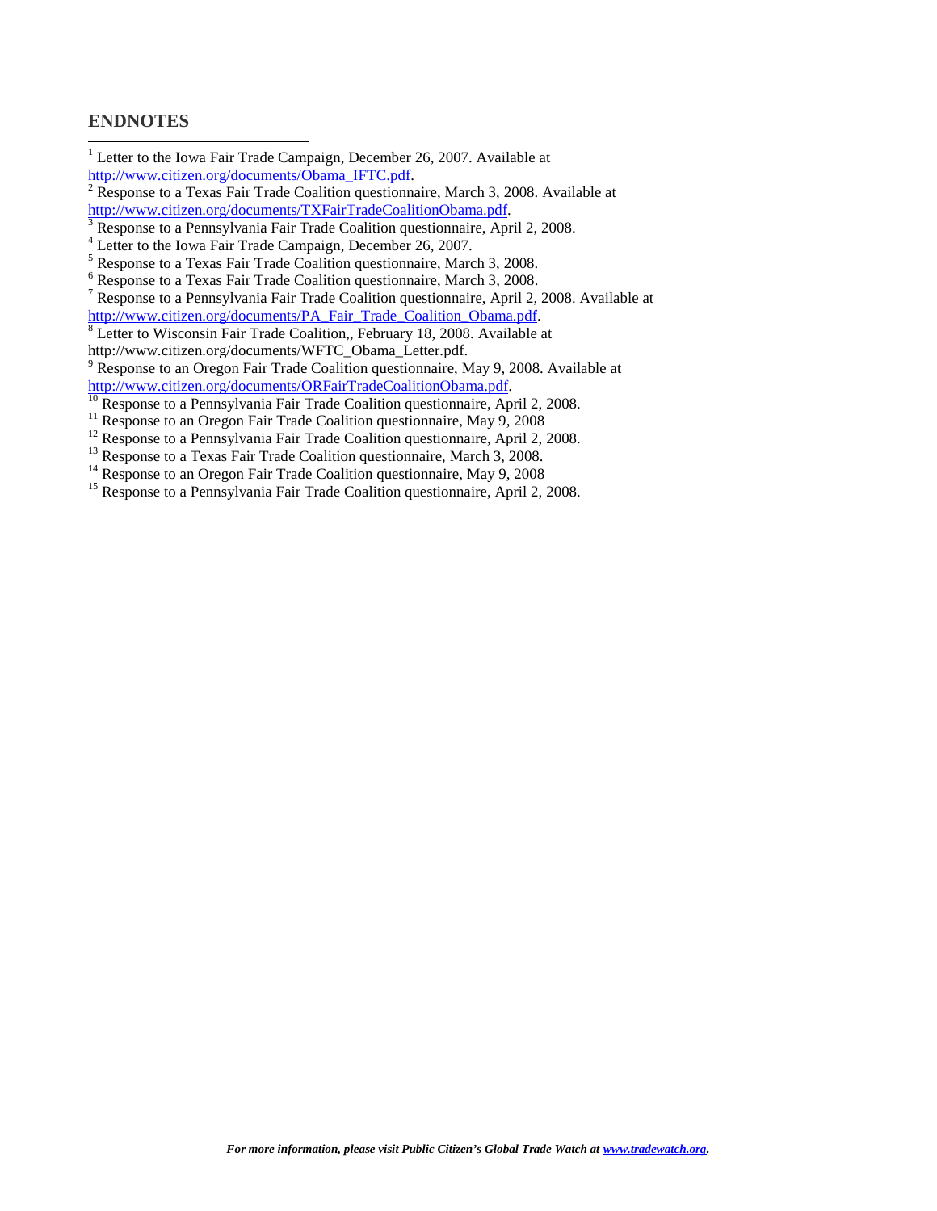## ENDNOTES

[1] Letter to the Iowa Fair Trade Campaign, December 26, 2007. Available at http://www.citizen.org/documents/Obama_IFTC.pdf.

[2] Response to a Texas Fair Trade Coalition questionnaire, March 3, 2008. Available at http://www.citizen.org/documents/TXFairTradeCoalitionObama.pdf.

[3] Response to a Pennsylvania Fair Trade Coalition questionnaire, April 2, 2008.

[4] Letter to the Iowa Fair Trade Campaign, December 26, 2007.

[5] Response to a Texas Fair Trade Coalition questionnaire, March 3, 2008.

[6] Response to a Texas Fair Trade Coalition questionnaire, March 3, 2008.

[7] Response to a Pennsylvania Fair Trade Coalition questionnaire, April 2, 2008. Available at http://www.citizen.org/documents/PA_Fair_Trade_Coalition_Obama.pdf.

[8] Letter to Wisconsin Fair Trade Coalition,, February 18, 2008. Available at http://www.citizen.org/documents/WFTC_Obama_Letter.pdf.

[9] Response to an Oregon Fair Trade Coalition questionnaire, May 9, 2008. Available at http://www.citizen.org/documents/ORFairTradeCoalitionObama.pdf.

[10] Response to a Pennsylvania Fair Trade Coalition questionnaire, April 2, 2008.

[11] Response to an Oregon Fair Trade Coalition questionnaire, May 9, 2008

[12] Response to a Pennsylvania Fair Trade Coalition questionnaire, April 2, 2008.

[13] Response to a Texas Fair Trade Coalition questionnaire, March 3, 2008.

[14] Response to an Oregon Fair Trade Coalition questionnaire, May 9, 2008

[15] Response to a Pennsylvania Fair Trade Coalition questionnaire, April 2, 2008.

***For more information, please visit Public Citizen's Global Trade Watch at www.tradewatch.org.***